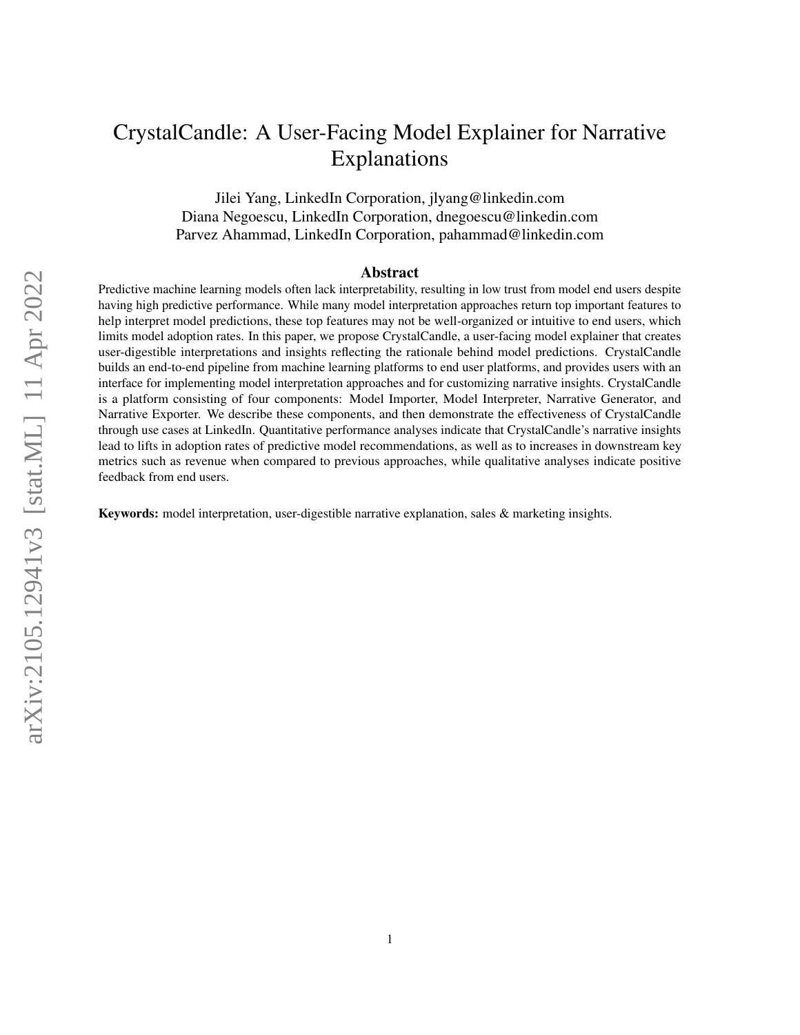# CrystalCandle: A User-Facing Model Explainer for Narrative Explanations

Jilei Yang, LinkedIn Corporation, jlyang@linkedin.com
Diana Negoescu, LinkedIn Corporation, dnegoescu@linkedin.com
Parvez Ahammad, LinkedIn Corporation, pahammad@linkedin.com

## Abstract

Predictive machine learning models often lack interpretability, resulting in low trust from model end users despite having high predictive performance. While many model interpretation approaches return top important features to help interpret model predictions, these top features may not be well-organized or intuitive to end users, which limits model adoption rates. In this paper, we propose CrystalCandle, a user-facing model explainer that creates user-digestible interpretations and insights reflecting the rationale behind model predictions. CrystalCandle builds an end-to-end pipeline from machine learning platforms to end user platforms, and provides users with an interface for implementing model interpretation approaches and for customizing narrative insights. CrystalCandle is a platform consisting of four components: Model Importer, Model Interpreter, Narrative Generator, and Narrative Exporter. We describe these components, and then demonstrate the effectiveness of CrystalCandle through use cases at LinkedIn. Quantitative performance analyses indicate that CrystalCandle's narrative insights lead to lifts in adoption rates of predictive model recommendations, as well as to increases in downstream key metrics such as revenue when compared to previous approaches, while qualitative analyses indicate positive feedback from end users.

**Keywords:** model interpretation, user-digestible narrative explanation, sales & marketing insights.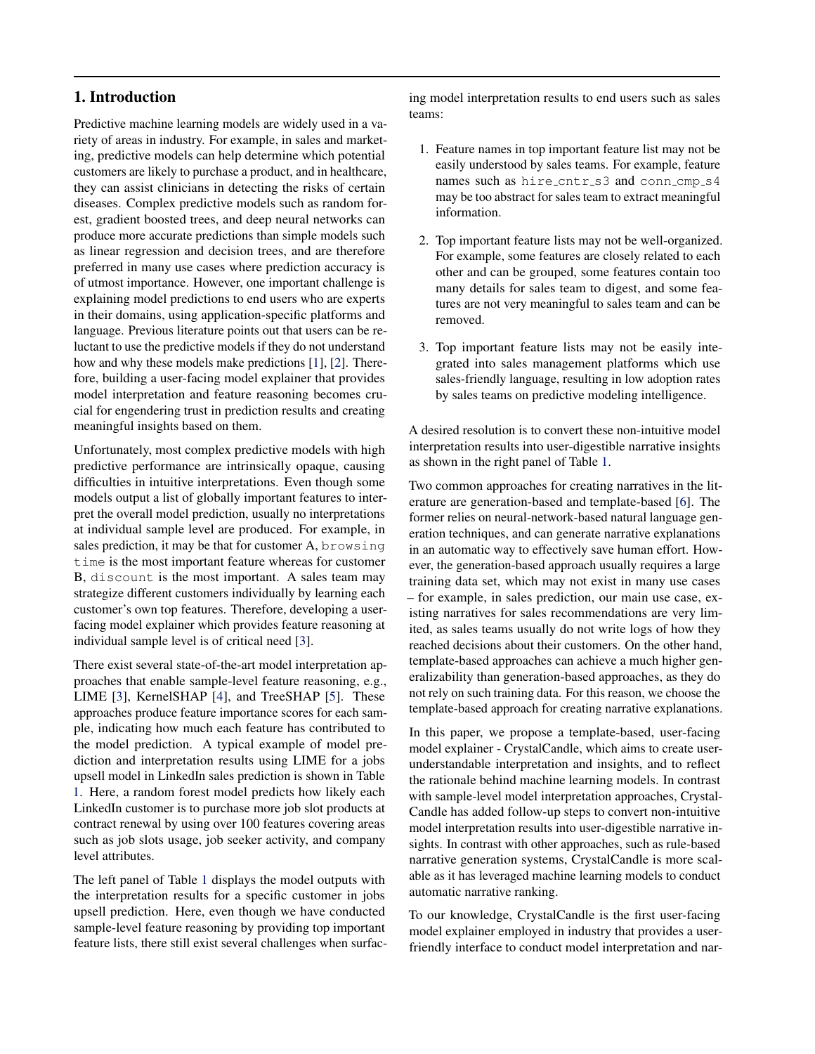## 1. Introduction

Predictive machine learning models are widely used in a variety of areas in industry. For example, in sales and marketing, predictive models can help determine which potential customers are likely to purchase a product, and in healthcare, they can assist clinicians in detecting the risks of certain diseases. Complex predictive models such as random forest, gradient boosted trees, and deep neural networks can produce more accurate predictions than simple models such as linear regression and decision trees, and are therefore preferred in many use cases where prediction accuracy is of utmost importance. However, one important challenge is explaining model predictions to end users who are experts in their domains, using application-specific platforms and language. Previous literature points out that users can be reluctant to use the predictive models if they do not understand how and why these models make predictions [1], [2]. Therefore, building a user-facing model explainer that provides model interpretation and feature reasoning becomes crucial for engendering trust in prediction results and creating meaningful insights based on them.

Unfortunately, most complex predictive models with high predictive performance are intrinsically opaque, causing difficulties in intuitive interpretations. Even though some models output a list of globally important features to interpret the overall model prediction, usually no interpretations at individual sample level are produced. For example, in sales prediction, it may be that for customer A, `browsing time` is the most important feature whereas for customer B, `discount` is the most important. A sales team may strategize different customers individually by learning each customer's own top features. Therefore, developing a user-facing model explainer which provides feature reasoning at individual sample level is of critical need [3].

There exist several state-of-the-art model interpretation approaches that enable sample-level feature reasoning, e.g., LIME [3], KernelSHAP [4], and TreeSHAP [5]. These approaches produce feature importance scores for each sample, indicating how much each feature has contributed to the model prediction. A typical example of model prediction and interpretation results using LIME for a jobs upsell model in LinkedIn sales prediction is shown in Table 1. Here, a random forest model predicts how likely each LinkedIn customer is to purchase more job slot products at contract renewal by using over 100 features covering areas such as job slots usage, job seeker activity, and company level attributes.

The left panel of Table 1 displays the model outputs with the interpretation results for a specific customer in jobs upsell prediction. Here, even though we have conducted sample-level feature reasoning by providing top important feature lists, there still exist several challenges when surfacing model interpretation results to end users such as sales teams:

1. Feature names in top important feature list may not be easily understood by sales teams. For example, feature names such as `hire_cntr_s3` and `conn_cmp_s4` may be too abstract for sales team to extract meaningful information.
2. Top important feature lists may not be well-organized. For example, some features are closely related to each other and can be grouped, some features contain too many details for sales team to digest, and some features are not very meaningful to sales team and can be removed.
3. Top important feature lists may not be easily integrated into sales management platforms which use sales-friendly language, resulting in low adoption rates by sales teams on predictive modeling intelligence.

A desired resolution is to convert these non-intuitive model interpretation results into user-digestible narrative insights as shown in the right panel of Table 1.

Two common approaches for creating narratives in the literature are generation-based and template-based [6]. The former relies on neural-network-based natural language generation techniques, and can generate narrative explanations in an automatic way to effectively save human effort. However, the generation-based approach usually requires a large training data set, which may not exist in many use cases – for example, in sales prediction, our main use case, existing narratives for sales recommendations are very limited, as sales teams usually do not write logs of how they reached decisions about their customers. On the other hand, template-based approaches can achieve a much higher generalizability than generation-based approaches, as they do not rely on such training data. For this reason, we choose the template-based approach for creating narrative explanations.

In this paper, we propose a template-based, user-facing model explainer - CrystalCandle, which aims to create user-understandable interpretation and insights, and to reflect the rationale behind machine learning models. In contrast with sample-level model interpretation approaches, CrystalCandle has added follow-up steps to convert non-intuitive model interpretation results into user-digestible narrative insights. In contrast with other approaches, such as rule-based narrative generation systems, CrystalCandle is more scalable as it has leveraged machine learning models to conduct automatic narrative ranking.

To our knowledge, CrystalCandle is the first user-facing model explainer employed in industry that provides a user-friendly interface to conduct model interpretation and nar-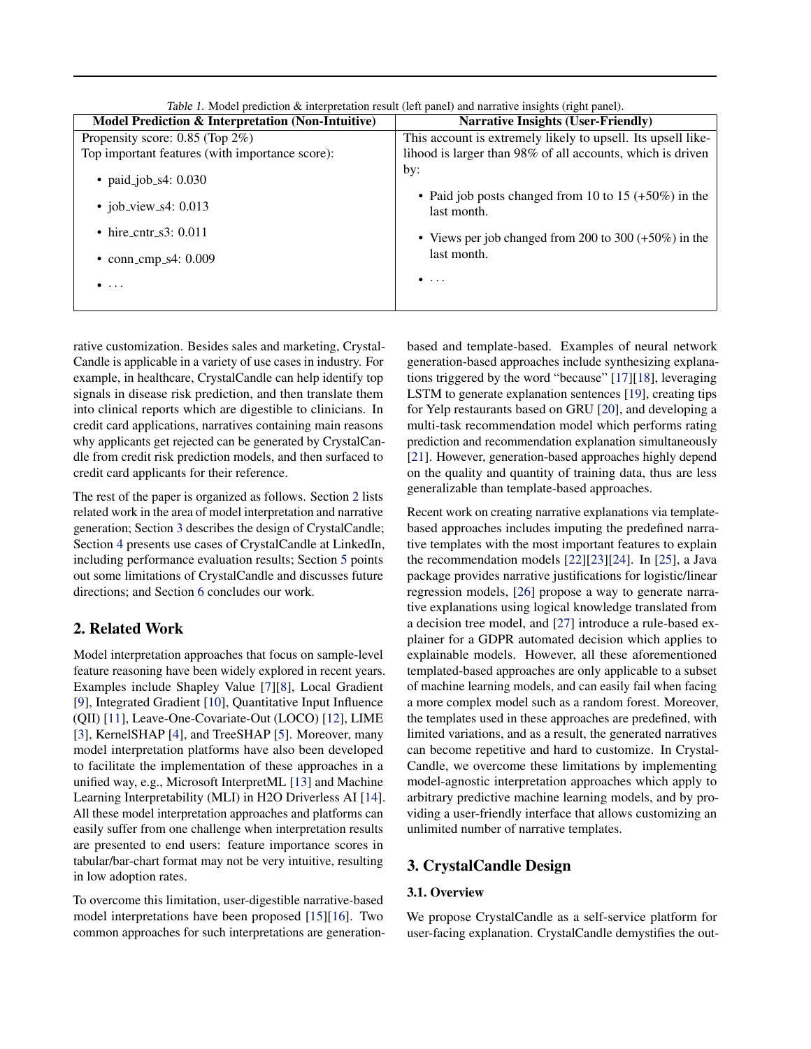Table 1. Model prediction & interpretation result (left panel) and narrative insights (right panel).

| Model Prediction & Interpretation (Non-Intuitive) | Narrative Insights (User-Friendly) |
|---|---|
| Propensity score: 0.85 (Top 2%)<br>Top important features (with importance score):<br>• paid_job_s4: 0.030<br>• job_view_s4: 0.013<br>• hire_cntr_s3: 0.011<br>• conn_cmp_s4: 0.009<br>• ... | This account is extremely likely to upsell. Its upsell likelihood is larger than 98% of all accounts, which is driven by:<br>• Paid job posts changed from 10 to 15 (+50%) in the last month.<br>• Views per job changed from 200 to 300 (+50%) in the last month.<br>• ... |

rative customization. Besides sales and marketing, CrystalCandle is applicable in a variety of use cases in industry. For example, in healthcare, CrystalCandle can help identify top signals in disease risk prediction, and then translate them into clinical reports which are digestible to clinicians. In credit card applications, narratives containing main reasons why applicants get rejected can be generated by CrystalCandle from credit risk prediction models, and then surfaced to credit card applicants for their reference.

The rest of the paper is organized as follows. Section 2 lists related work in the area of model interpretation and narrative generation; Section 3 describes the design of CrystalCandle; Section 4 presents use cases of CrystalCandle at LinkedIn, including performance evaluation results; Section 5 points out some limitations of CrystalCandle and discusses future directions; and Section 6 concludes our work.

## 2. Related Work

Model interpretation approaches that focus on sample-level feature reasoning have been widely explored in recent years. Examples include Shapley Value [7][8], Local Gradient [9], Integrated Gradient [10], Quantitative Input Influence (QII) [11], Leave-One-Covariate-Out (LOCO) [12], LIME [3], KernelSHAP [4], and TreeSHAP [5]. Moreover, many model interpretation platforms have also been developed to facilitate the implementation of these approaches in a unified way, e.g., Microsoft InterpretML [13] and Machine Learning Interpretability (MLI) in H2O Driverless AI [14]. All these model interpretation approaches and platforms can easily suffer from one challenge when interpretation results are presented to end users: feature importance scores in tabular/bar-chart format may not be very intuitive, resulting in low adoption rates.

To overcome this limitation, user-digestible narrative-based model interpretations have been proposed [15][16]. Two common approaches for such interpretations are generation-based and template-based. Examples of neural network generation-based approaches include synthesizing explanations triggered by the word "because" [17][18], leveraging LSTM to generate explanation sentences [19], creating tips for Yelp restaurants based on GRU [20], and developing a multi-task recommendation model which performs rating prediction and recommendation explanation simultaneously [21]. However, generation-based approaches highly depend on the quality and quantity of training data, thus are less generalizable than template-based approaches.

Recent work on creating narrative explanations via template-based approaches includes imputing the predefined narrative templates with the most important features to explain the recommendation models [22][23][24]. In [25], a Java package provides narrative justifications for logistic/linear regression models, [26] propose a way to generate narrative explanations using logical knowledge translated from a decision tree model, and [27] introduce a rule-based explainer for a GDPR automated decision which applies to explainable models. However, all these aforementioned templated-based approaches are only applicable to a subset of machine learning models, and can easily fail when facing a more complex model such as a random forest. Moreover, the templates used in these approaches are predefined, with limited variations, and as a result, the generated narratives can become repetitive and hard to customize. In CrystalCandle, we overcome these limitations by implementing model-agnostic interpretation approaches which apply to arbitrary predictive machine learning models, and by providing a user-friendly interface that allows customizing an unlimited number of narrative templates.

## 3. CrystalCandle Design

### 3.1. Overview

We propose CrystalCandle as a self-service platform for user-facing explanation. CrystalCandle demystifies the out-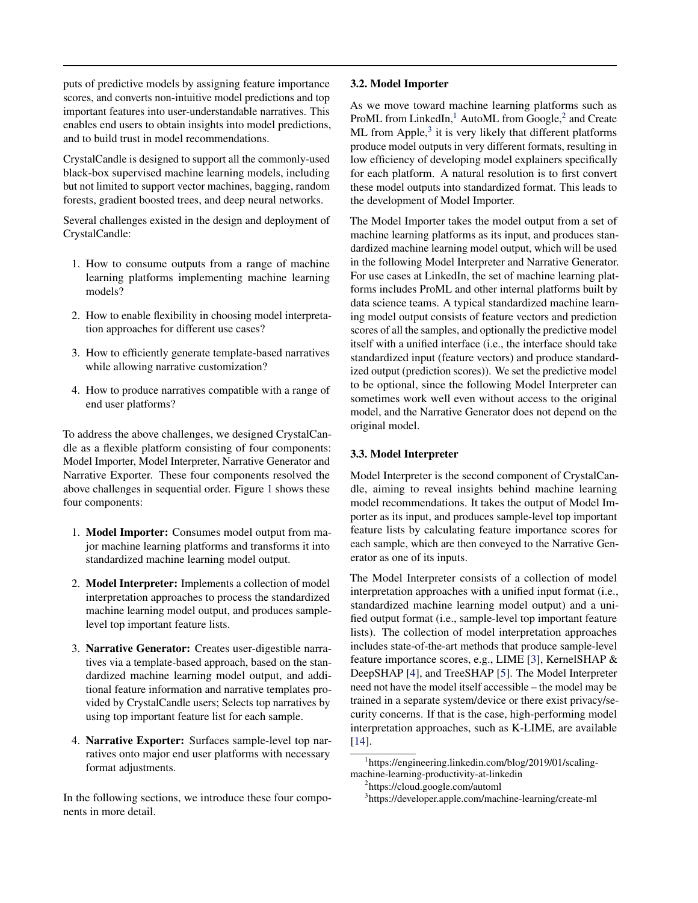puts of predictive models by assigning feature importance scores, and converts non-intuitive model predictions and top important features into user-understandable narratives. This enables end users to obtain insights into model predictions, and to build trust in model recommendations.

CrystalCandle is designed to support all the commonly-used black-box supervised machine learning models, including but not limited to support vector machines, bagging, random forests, gradient boosted trees, and deep neural networks.

Several challenges existed in the design and deployment of CrystalCandle:

1. How to consume outputs from a range of machine learning platforms implementing machine learning models?
2. How to enable flexibility in choosing model interpretation approaches for different use cases?
3. How to efficiently generate template-based narratives while allowing narrative customization?
4. How to produce narratives compatible with a range of end user platforms?

To address the above challenges, we designed CrystalCandle as a flexible platform consisting of four components: Model Importer, Model Interpreter, Narrative Generator and Narrative Exporter. These four components resolved the above challenges in sequential order. Figure 1 shows these four components:

1. **Model Importer:** Consumes model output from major machine learning platforms and transforms it into standardized machine learning model output.
2. **Model Interpreter:** Implements a collection of model interpretation approaches to process the standardized machine learning model output, and produces sample-level top important feature lists.
3. **Narrative Generator:** Creates user-digestible narratives via a template-based approach, based on the standardized machine learning model output, and additional feature information and narrative templates provided by CrystalCandle users; Selects top narratives by using top important feature list for each sample.
4. **Narrative Exporter:** Surfaces sample-level top narratives onto major end user platforms with necessary format adjustments.

In the following sections, we introduce these four components in more detail.

### 3.2. Model Importer

As we move toward machine learning platforms such as ProML from LinkedIn,[1] AutoML from Google,[2] and Create ML from Apple,[3] it is very likely that different platforms produce model outputs in very different formats, resulting in low efficiency of developing model explainers specifically for each platform. A natural resolution is to first convert these model outputs into standardized format. This leads to the development of Model Importer.

The Model Importer takes the model output from a set of machine learning platforms as its input, and produces standardized machine learning model output, which will be used in the following Model Interpreter and Narrative Generator. For use cases at LinkedIn, the set of machine learning platforms includes ProML and other internal platforms built by data science teams. A typical standardized machine learning model output consists of feature vectors and prediction scores of all the samples, and optionally the predictive model itself with a unified interface (i.e., the interface should take standardized input (feature vectors) and produce standardized output (prediction scores)). We set the predictive model to be optional, since the following Model Interpreter can sometimes work well even without access to the original model, and the Narrative Generator does not depend on the original model.

### 3.3. Model Interpreter

Model Interpreter is the second component of CrystalCandle, aiming to reveal insights behind machine learning model recommendations. It takes the output of Model Importer as its input, and produces sample-level top important feature lists by calculating feature importance scores for each sample, which are then conveyed to the Narrative Generator as one of its inputs.

The Model Interpreter consists of a collection of model interpretation approaches with a unified input format (i.e., standardized machine learning model output) and a unified output format (i.e., sample-level top important feature lists). The collection of model interpretation approaches includes state-of-the-art methods that produce sample-level feature importance scores, e.g., LIME [3], KernelSHAP & DeepSHAP [4], and TreeSHAP [5]. The Model Interpreter need not have the model itself accessible – the model may be trained in a separate system/device or there exist privacy/security concerns. If that is the case, high-performing model interpretation approaches, such as K-LIME, are available [14].

[1] https://engineering.linkedin.com/blog/2019/01/scaling-machine-learning-productivity-at-linkedin

[2] https://cloud.google.com/automl

[3] https://developer.apple.com/machine-learning/create-ml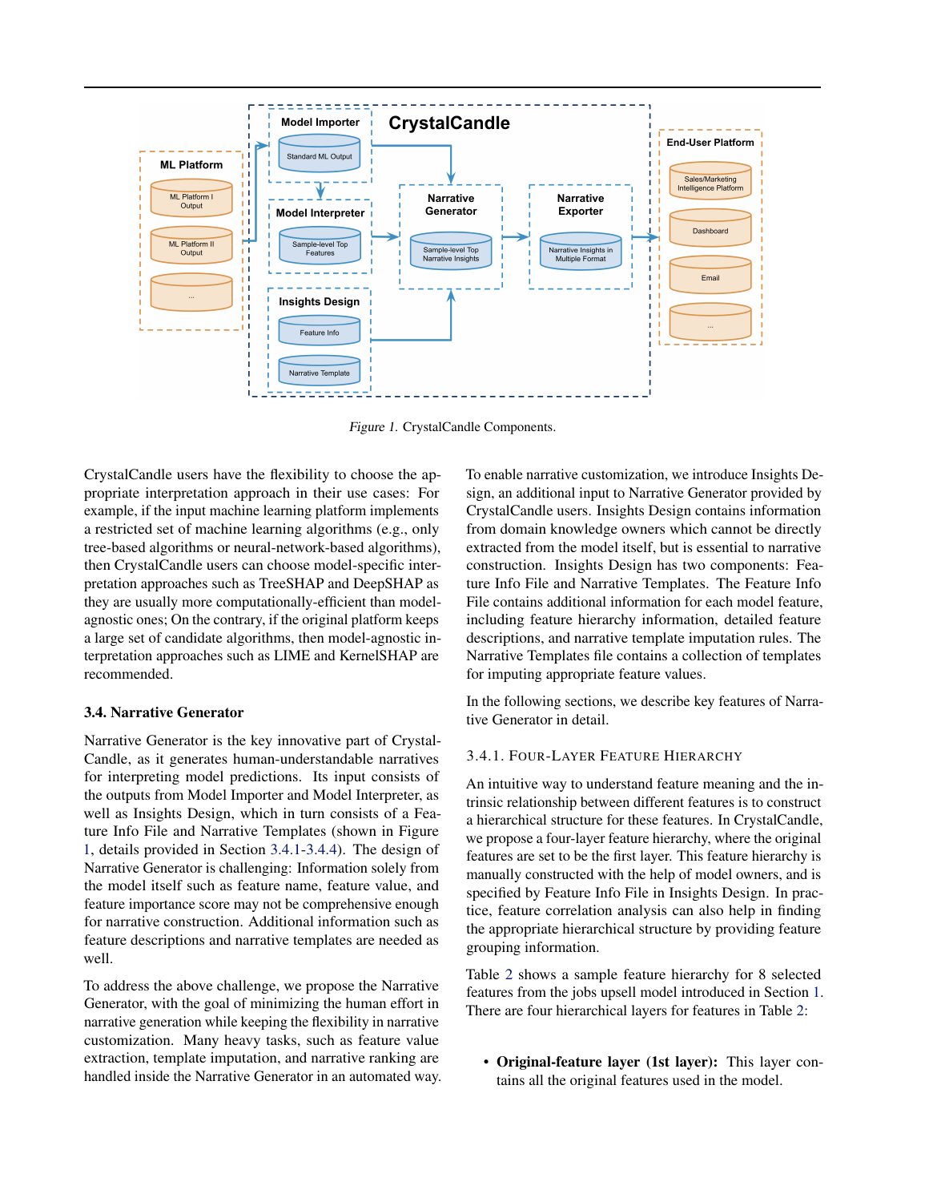CrystalCandle

ML Platform

ML Platform I Output

ML Platform II Output

...

Model Importer

Standard ML Output

Model Interpreter

Sample-level Top Features

Insights Design

Feature Info

Narrative Template

Narrative Generator

Sample-level Top Narrative Insights

Narrative Exporter

Narrative Insights in Multiple Format

End-User Platform

Sales/Marketing Intelligence Platform

Dashboard

Email

...

*Figure 1.* CrystalCandle Components.

CrystalCandle users have the flexibility to choose the appropriate interpretation approach in their use cases: For example, if the input machine learning platform implements a restricted set of machine learning algorithms (e.g., only tree-based algorithms or neural-network-based algorithms), then CrystalCandle users can choose model-specific interpretation approaches such as TreeSHAP and DeepSHAP as they are usually more computationally-efficient than model-agnostic ones; On the contrary, if the original platform keeps a large set of candidate algorithms, then model-agnostic interpretation approaches such as LIME and KernelSHAP are recommended.

### 3.4. Narrative Generator

Narrative Generator is the key innovative part of CrystalCandle, as it generates human-understandable narratives for interpreting model predictions. Its input consists of the outputs from Model Importer and Model Interpreter, as well as Insights Design, which in turn consists of a Feature Info File and Narrative Templates (shown in Figure 1, details provided in Section 3.4.1-3.4.4). The design of Narrative Generator is challenging: Information solely from the model itself such as feature name, feature value, and feature importance score may not be comprehensive enough for narrative construction. Additional information such as feature descriptions and narrative templates are needed as well.

To address the above challenge, we propose the Narrative Generator, with the goal of minimizing the human effort in narrative generation while keeping the flexibility in narrative customization. Many heavy tasks, such as feature value extraction, template imputation, and narrative ranking are handled inside the Narrative Generator in an automated way.

To enable narrative customization, we introduce Insights Design, an additional input to Narrative Generator provided by CrystalCandle users. Insights Design contains information from domain knowledge owners which cannot be directly extracted from the model itself, but is essential to narrative construction. Insights Design has two components: Feature Info File and Narrative Templates. The Feature Info File contains additional information for each model feature, including feature hierarchy information, detailed feature descriptions, and narrative template imputation rules. The Narrative Templates file contains a collection of templates for imputing appropriate feature values.

In the following sections, we describe key features of Narrative Generator in detail.

#### 3.4.1. Four-Layer Feature Hierarchy

An intuitive way to understand feature meaning and the intrinsic relationship between different features is to construct a hierarchical structure for these features. In CrystalCandle, we propose a four-layer feature hierarchy, where the original features are set to be the first layer. This feature hierarchy is manually constructed with the help of model owners, and is specified by Feature Info File in Insights Design. In practice, feature correlation analysis can also help in finding the appropriate hierarchical structure by providing feature grouping information.

Table 2 shows a sample feature hierarchy for 8 selected features from the jobs upsell model introduced in Section 1. There are four hierarchical layers for features in Table 2:

- **Original-feature layer (1st layer):** This layer contains all the original features used in the model.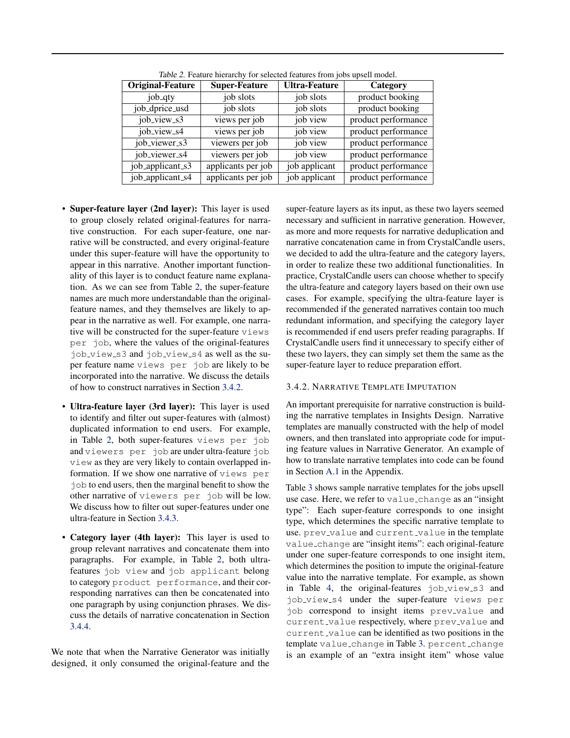Table 2. Feature hierarchy for selected features from jobs upsell model.

| Original-Feature | Super-Feature | Ultra-Feature | Category |
|---|---|---|---|
| job_qty | job slots | job slots | product booking |
| job_dprice_usd | job slots | job slots | product booking |
| job_view_s3 | views per job | job view | product performance |
| job_view_s4 | views per job | job view | product performance |
| job_viewer_s3 | viewers per job | job view | product performance |
| job_viewer_s4 | viewers per job | job view | product performance |
| job_applicant_s3 | applicants per job | job applicant | product performance |
| job_applicant_s4 | applicants per job | job applicant | product performance |

- **Super-feature layer (2nd layer):** This layer is used to group closely related original-features for narrative construction. For each super-feature, one narrative will be constructed, and every original-feature under this super-feature will have the opportunity to appear in this narrative. Another important functionality of this layer is to conduct feature name explanation. As we can see from Table 2, the super-feature names are much more understandable than the original-feature names, and they themselves are likely to appear in the narrative as well. For example, one narrative will be constructed for the super-feature `views per job`, where the values of the original-features `job_view_s3` and `job_view_s4` as well as the super feature name `views per job` are likely to be incorporated into the narrative. We discuss the details of how to construct narratives in Section 3.4.2.
- **Ultra-feature layer (3rd layer):** This layer is used to identify and filter out super-features with (almost) duplicated information to end users. For example, in Table 2, both super-features `views per job` and `viewers per job` are under ultra-feature `job view` as they are very likely to contain overlapped information. If we show one narrative of `views per job` to end users, then the marginal benefit to show the other narrative of `viewers per job` will be low. We discuss how to filter out super-features under one ultra-feature in Section 3.4.3.
- **Category layer (4th layer):** This layer is used to group relevant narratives and concatenate them into paragraphs. For example, in Table 2, both ultra-features `job view` and `job applicant` belong to category `product performance`, and their corresponding narratives can then be concatenated into one paragraph by using conjunction phrases. We discuss the details of narrative concatenation in Section 3.4.4.

We note that when the Narrative Generator was initially designed, it only consumed the original-feature and the super-feature layers as its input, as these two layers seemed necessary and sufficient in narrative generation. However, as more and more requests for narrative deduplication and narrative concatenation came in from CrystalCandle users, we decided to add the ultra-feature and the category layers, in order to realize these two additional functionalities. In practice, CrystalCandle users can choose whether to specify the ultra-feature and category layers based on their own use cases. For example, specifying the ultra-feature layer is recommended if the generated narratives contain too much redundant information, and specifying the category layer is recommended if end users prefer reading paragraphs. If CrystalCandle users find it unnecessary to specify either of these two layers, they can simply set them the same as the super-feature layer to reduce preparation effort.

#### 3.4.2. Narrative Template Imputation

An important prerequisite for narrative construction is building the narrative templates in Insights Design. Narrative templates are manually constructed with the help of model owners, and then translated into appropriate code for imputing feature values in Narrative Generator. An example of how to translate narrative templates into code can be found in Section A.1 in the Appendix.

Table 3 shows sample narrative templates for the jobs upsell use case. Here, we refer to `value_change` as an "insight type": Each super-feature corresponds to one insight type, which determines the specific narrative template to use. `prev_value` and `current_value` in the template `value_change` are "insight items": each original-feature under one super-feature corresponds to one insight item, which determines the position to impute the original-feature value into the narrative template. For example, as shown in Table 4, the original-features `job_view_s3` and `job_view_s4` under the super-feature `views per job` correspond to insight items `prev_value` and `current_value` respectively, where `prev_value` and `current_value` can be identified as two positions in the template `value_change` in Table 3. `percent_change` is an example of an "extra insight item" whose value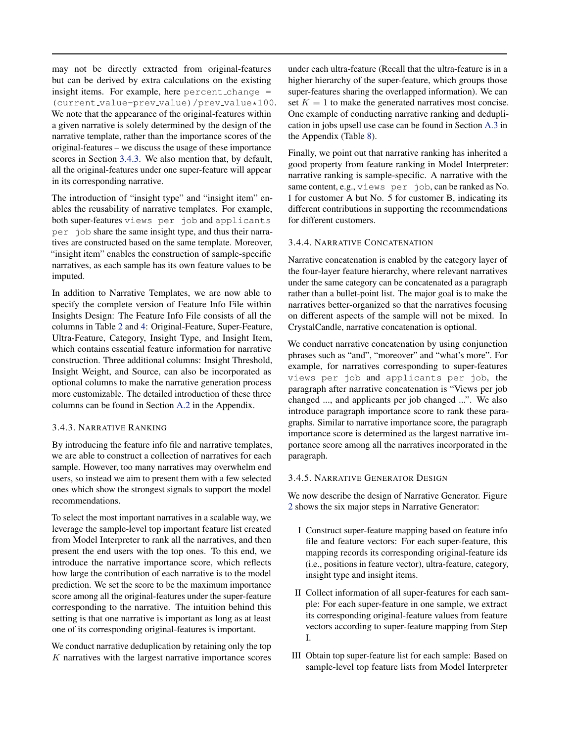may not be directly extracted from original-features but can be derived by extra calculations on the existing insight items. For example, here `percent_change = (current_value-prev_value)/prev_value*100`. We note that the appearance of the original-features within a given narrative is solely determined by the design of the narrative template, rather than the importance scores of the original-features – we discuss the usage of these importance scores in Section 3.4.3. We also mention that, by default, all the original-features under one super-feature will appear in its corresponding narrative.

The introduction of "insight type" and "insight item" enables the reusability of narrative templates. For example, both super-features `views per job` and `applicants per job` share the same insight type, and thus their narratives are constructed based on the same template. Moreover, "insight item" enables the construction of sample-specific narratives, as each sample has its own feature values to be imputed.

In addition to Narrative Templates, we are now able to specify the complete version of Feature Info File within Insights Design: The Feature Info File consists of all the columns in Table 2 and 4: Original-Feature, Super-Feature, Ultra-Feature, Category, Insight Type, and Insight Item, which contains essential feature information for narrative construction. Three additional columns: Insight Threshold, Insight Weight, and Source, can also be incorporated as optional columns to make the narrative generation process more customizable. The detailed introduction of these three columns can be found in Section A.2 in the Appendix.

### 3.4.3. Narrative Ranking

By introducing the feature info file and narrative templates, we are able to construct a collection of narratives for each sample. However, too many narratives may overwhelm end users, so instead we aim to present them with a few selected ones which show the strongest signals to support the model recommendations.

To select the most important narratives in a scalable way, we leverage the sample-level top important feature list created from Model Interpreter to rank all the narratives, and then present the end users with the top ones. To this end, we introduce the narrative importance score, which reflects how large the contribution of each narrative is to the model prediction. We set the score to be the maximum importance score among all the original-features under the super-feature corresponding to the narrative. The intuition behind this setting is that one narrative is important as long as at least one of its corresponding original-features is important.

We conduct narrative deduplication by retaining only the top $K$ narratives with the largest narrative importance scores under each ultra-feature (Recall that the ultra-feature is in a higher hierarchy of the super-feature, which groups those super-features sharing the overlapped information). We can set $K = 1$ to make the generated narratives most concise. One example of conducting narrative ranking and deduplication in jobs upsell use case can be found in Section A.3 in the Appendix (Table 8).

Finally, we point out that narrative ranking has inherited a good property from feature ranking in Model Interpreter: narrative ranking is sample-specific. A narrative with the same content, e.g., `views per job`, can be ranked as No. 1 for customer A but No. 5 for customer B, indicating its different contributions in supporting the recommendations for different customers.

### 3.4.4. Narrative Concatenation

Narrative concatenation is enabled by the category layer of the four-layer feature hierarchy, where relevant narratives under the same category can be concatenated as a paragraph rather than a bullet-point list. The major goal is to make the narratives better-organized so that the narratives focusing on different aspects of the sample will not be mixed. In CrystalCandle, narrative concatenation is optional.

We conduct narrative concatenation by using conjunction phrases such as "and", "moreover" and "what's more". For example, for narratives corresponding to super-features `views per job` and `applicants per job`, the paragraph after narrative concatenation is "Views per job changed ..., and applicants per job changed ...". We also introduce paragraph importance score to rank these paragraphs. Similar to narrative importance score, the paragraph importance score is determined as the largest narrative importance score among all the narratives incorporated in the paragraph.

### 3.4.5. Narrative Generator Design

We now describe the design of Narrative Generator. Figure 2 shows the six major steps in Narrative Generator:

- I Construct super-feature mapping based on feature info file and feature vectors: For each super-feature, this mapping records its corresponding original-feature ids (i.e., positions in feature vector), ultra-feature, category, insight type and insight items.
- II Collect information of all super-features for each sample: For each super-feature in one sample, we extract its corresponding original-feature values from feature vectors according to super-feature mapping from Step I.
- III Obtain top super-feature list for each sample: Based on sample-level top feature lists from Model Interpreter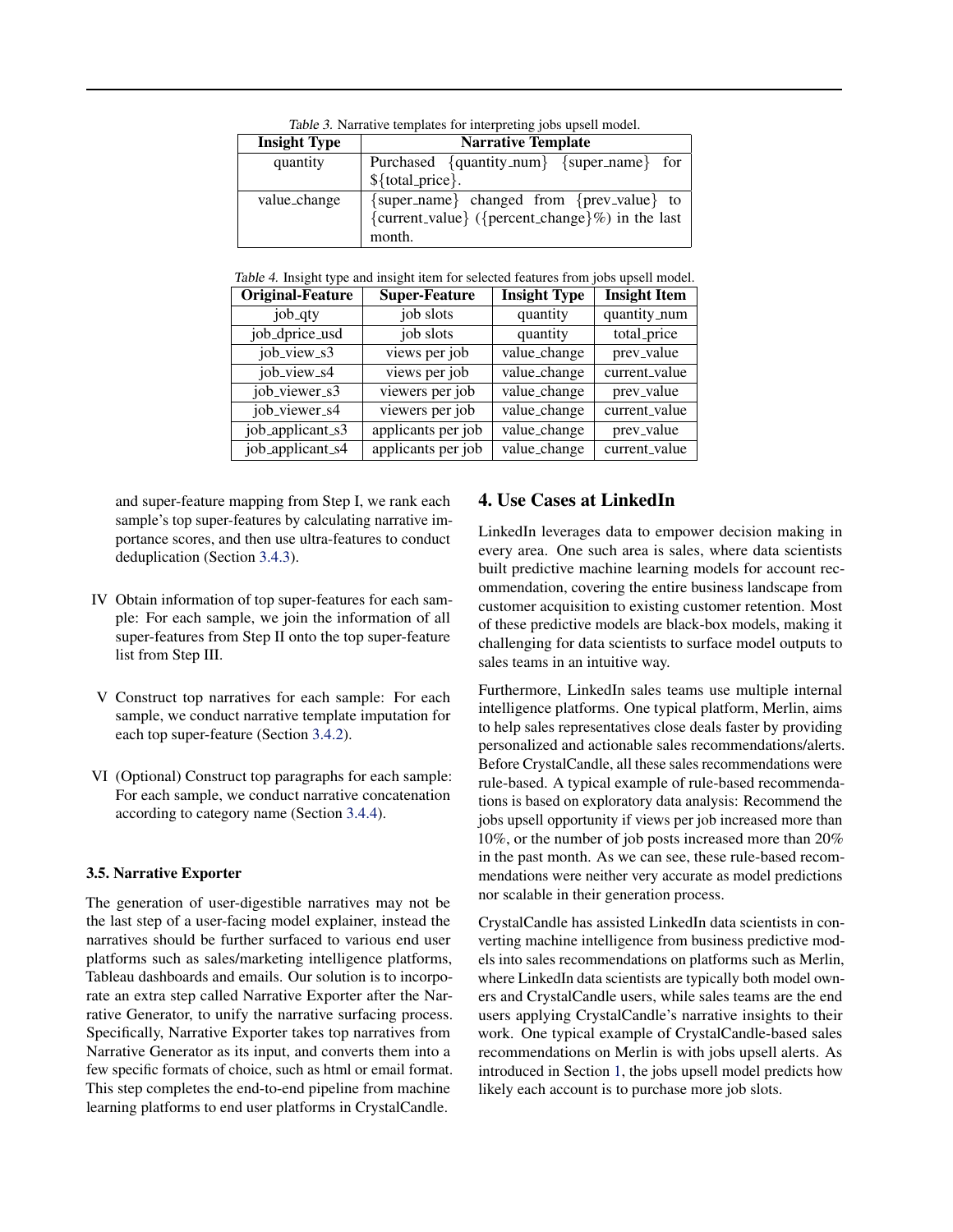*Table 3.* Narrative templates for interpreting jobs upsell model.

| Insight Type | Narrative Template |
|---|---|
| quantity | Purchased {quantity_num} {super_name} for ${total_price}. |
| value_change | {super_name} changed from {prev_value} to {current_value} ({percent_change}%) in the last month. |

*Table 4.* Insight type and insight item for selected features from jobs upsell model.

| Original-Feature | Super-Feature | Insight Type | Insight Item |
|---|---|---|---|
| job_qty | job slots | quantity | quantity_num |
| job_dprice_usd | job slots | quantity | total_price |
| job_view_s3 | views per job | value_change | prev_value |
| job_view_s4 | views per job | value_change | current_value |
| job_viewer_s3 | viewers per job | value_change | prev_value |
| job_viewer_s4 | viewers per job | value_change | current_value |
| job_applicant_s3 | applicants per job | value_change | prev_value |
| job_applicant_s4 | applicants per job | value_change | current_value |

and super-feature mapping from Step I, we rank each sample's top super-features by calculating narrative importance scores, and then use ultra-features to conduct deduplication (Section 3.4.3).

IV Obtain information of top super-features for each sample: For each sample, we join the information of all super-features from Step II onto the top super-feature list from Step III.

V Construct top narratives for each sample: For each sample, we conduct narrative template imputation for each top super-feature (Section 3.4.2).

VI (Optional) Construct top paragraphs for each sample: For each sample, we conduct narrative concatenation according to category name (Section 3.4.4).

### 3.5. Narrative Exporter

The generation of user-digestible narratives may not be the last step of a user-facing model explainer, instead the narratives should be further surfaced to various end user platforms such as sales/marketing intelligence platforms, Tableau dashboards and emails. Our solution is to incorporate an extra step called Narrative Exporter after the Narrative Generator, to unify the narrative surfacing process. Specifically, Narrative Exporter takes top narratives from Narrative Generator as its input, and converts them into a few specific formats of choice, such as html or email format. This step completes the end-to-end pipeline from machine learning platforms to end user platforms in CrystalCandle.

## 4. Use Cases at LinkedIn

LinkedIn leverages data to empower decision making in every area. One such area is sales, where data scientists built predictive machine learning models for account recommendation, covering the entire business landscape from customer acquisition to existing customer retention. Most of these predictive models are black-box models, making it challenging for data scientists to surface model outputs to sales teams in an intuitive way.

Furthermore, LinkedIn sales teams use multiple internal intelligence platforms. One typical platform, Merlin, aims to help sales representatives close deals faster by providing personalized and actionable sales recommendations/alerts. Before CrystalCandle, all these sales recommendations were rule-based. A typical example of rule-based recommendations is based on exploratory data analysis: Recommend the jobs upsell opportunity if views per job increased more than 10%, or the number of job posts increased more than 20% in the past month. As we can see, these rule-based recommendations were neither very accurate as model predictions nor scalable in their generation process.

CrystalCandle has assisted LinkedIn data scientists in converting machine intelligence from business predictive models into sales recommendations on platforms such as Merlin, where LinkedIn data scientists are typically both model owners and CrystalCandle users, while sales teams are the end users applying CrystalCandle's narrative insights to their work. One typical example of CrystalCandle-based sales recommendations on Merlin is with jobs upsell alerts. As introduced in Section 1, the jobs upsell model predicts how likely each account is to purchase more job slots.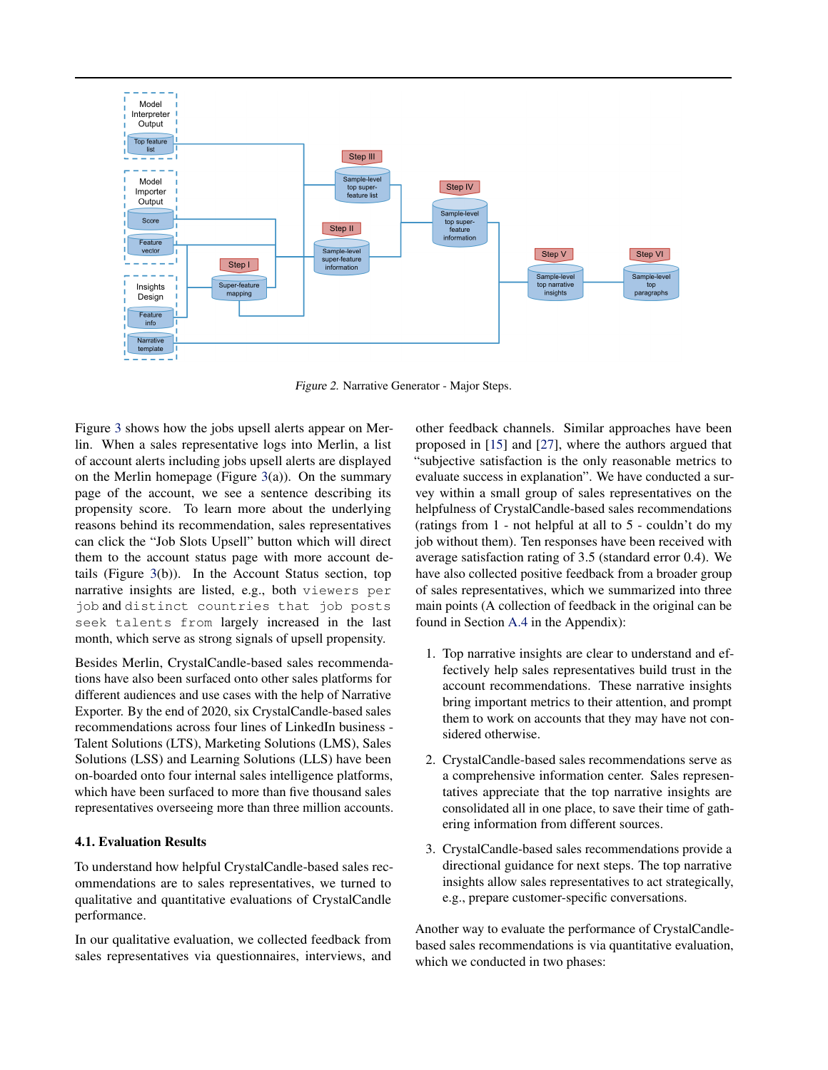Model Interpreter Output

Top feature list

Model Importer Output

Score

Feature vector

Insights Design

Feature info

Narrative template

Step I

Super-feature mapping

Step II

Sample-level super-feature information

Step III

Sample-level top super-feature list

Step IV

Sample-level top super-feature information

Step V

Sample-level top narrative insights

Step VI

Sample-level top paragraphs

*Figure 2.* Narrative Generator - Major Steps.

Figure 3 shows how the jobs upsell alerts appear on Merlin. When a sales representative logs into Merlin, a list of account alerts including jobs upsell alerts are displayed on the Merlin homepage (Figure 3(a)). On the summary page of the account, we see a sentence describing its propensity score. To learn more about the underlying reasons behind its recommendation, sales representatives can click the "Job Slots Upsell" button which will direct them to the account status page with more account details (Figure 3(b)). In the Account Status section, top narrative insights are listed, e.g., both `viewers per job` and `distinct countries that job posts seek talents from` largely increased in the last month, which serve as strong signals of upsell propensity.

Besides Merlin, CrystalCandle-based sales recommendations have also been surfaced onto other sales platforms for different audiences and use cases with the help of Narrative Exporter. By the end of 2020, six CrystalCandle-based sales recommendations across four lines of LinkedIn business - Talent Solutions (LTS), Marketing Solutions (LMS), Sales Solutions (LSS) and Learning Solutions (LLS) have been on-boarded onto four internal sales intelligence platforms, which have been surfaced to more than five thousand sales representatives overseeing more than three million accounts.

### 4.1. Evaluation Results

To understand how helpful CrystalCandle-based sales recommendations are to sales representatives, we turned to qualitative and quantitative evaluations of CrystalCandle performance.

In our qualitative evaluation, we collected feedback from sales representatives via questionnaires, interviews, and other feedback channels. Similar approaches have been proposed in [15] and [27], where the authors argued that "subjective satisfaction is the only reasonable metrics to evaluate success in explanation". We have conducted a survey within a small group of sales representatives on the helpfulness of CrystalCandle-based sales recommendations (ratings from 1 - not helpful at all to 5 - couldn't do my job without them). Ten responses have been received with average satisfaction rating of 3.5 (standard error 0.4). We have also collected positive feedback from a broader group of sales representatives, which we summarized into three main points (A collection of feedback in the original can be found in Section A.4 in the Appendix):

1. Top narrative insights are clear to understand and effectively help sales representatives build trust in the account recommendations. These narrative insights bring important metrics to their attention, and prompt them to work on accounts that they may have not considered otherwise.

2. CrystalCandle-based sales recommendations serve as a comprehensive information center. Sales representatives appreciate that the top narrative insights are consolidated all in one place, to save their time of gathering information from different sources.

3. CrystalCandle-based sales recommendations provide a directional guidance for next steps. The top narrative insights allow sales representatives to act strategically, e.g., prepare customer-specific conversations.

Another way to evaluate the performance of CrystalCandle-based sales recommendations is via quantitative evaluation, which we conducted in two phases: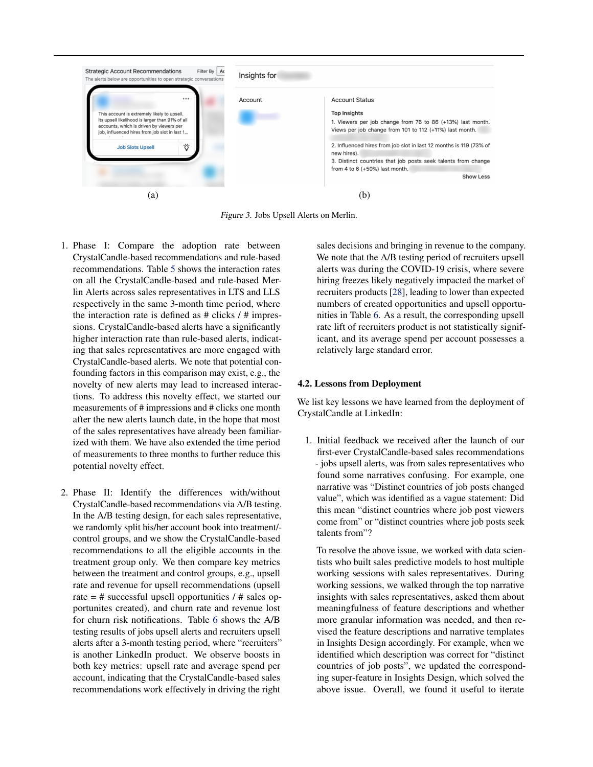Strategic Account Recommendations

The alerts below are opportunities to open strategic conversations

This account is extremely likely to upsell. Its upsell likelihood is larger than 91% of all accounts, which is driven by viewers per job, influenced hires from job slot in last 1...

Job Slots Upsell

(a)

Insights for

Account

Account Status

Top Insights

1. Viewers per job change from 76 to 86 (+13%) last month. Views per job change from 101 to 112 (+11%) last month.

2. Influenced hires from job slot in last 12 months is 119 (73% of new hires).

3. Distinct countries that job posts seek talents from change from 4 to 6 (+50%) last month.

Show Less

(b)

*Figure 3.* Jobs Upsell Alerts on Merlin.

1. Phase I: Compare the adoption rate between CrystalCandle-based recommendations and rule-based recommendations. Table 5 shows the interaction rates on all the CrystalCandle-based and rule-based Merlin Alerts across sales representatives in LTS and LLS respectively in the same 3-month time period, where the interaction rate is defined as # clicks / # impressions. CrystalCandle-based alerts have a significantly higher interaction rate than rule-based alerts, indicating that sales representatives are more engaged with CrystalCandle-based alerts. We note that potential confounding factors in this comparison may exist, e.g., the novelty of new alerts may lead to increased interactions. To address this novelty effect, we started our measurements of # impressions and # clicks one month after the new alerts launch date, in the hope that most of the sales representatives have already been familiarized with them. We have also extended the time period of measurements to three months to further reduce this potential novelty effect.

2. Phase II: Identify the differences with/without CrystalCandle-based recommendations via A/B testing. In the A/B testing design, for each sales representative, we randomly split his/her account book into treatment/control groups, and we show the CrystalCandle-based recommendations to all the eligible accounts in the treatment group only. We then compare key metrics between the treatment and control groups, e.g., upsell rate and revenue for upsell recommendations (upsell rate = # successful upsell opportunities / # sales opportunites created), and churn rate and revenue lost for churn risk notifications. Table 6 shows the A/B testing results of jobs upsell alerts and recruiters upsell alerts after a 3-month testing period, where "recruiters" is another LinkedIn product. We observe boosts in both key metrics: upsell rate and average spend per account, indicating that the CrystalCandle-based sales recommendations work effectively in driving the right sales decisions and bringing in revenue to the company. We note that the A/B testing period of recruiters upsell alerts was during the COVID-19 crisis, where severe hiring freezes likely negatively impacted the market of recruiters products [28], leading to lower than expected numbers of created opportunities and upsell opportunities in Table 6. As a result, the corresponding upsell rate lift of recruiters product is not statistically significant, and its average spend per account possesses a relatively large standard error.

### 4.2. Lessons from Deployment

We list key lessons we have learned from the deployment of CrystalCandle at LinkedIn:

1. Initial feedback we received after the launch of our first-ever CrystalCandle-based sales recommendations - jobs upsell alerts, was from sales representatives who found some narratives confusing. For example, one narrative was "Distinct countries of job posts changed value", which was identified as a vague statement: Did this mean "distinct countries where job post viewers come from" or "distinct countries where job posts seek talents from"?

   To resolve the above issue, we worked with data scientists who built sales predictive models to host multiple working sessions with sales representatives. During working sessions, we walked through the top narrative insights with sales representatives, asked them about meaningfulness of feature descriptions and whether more granular information was needed, and then revised the feature descriptions and narrative templates in Insights Design accordingly. For example, when we identified which description was correct for "distinct countries of job posts", we updated the corresponding super-feature in Insights Design, which solved the above issue. Overall, we found it useful to iterate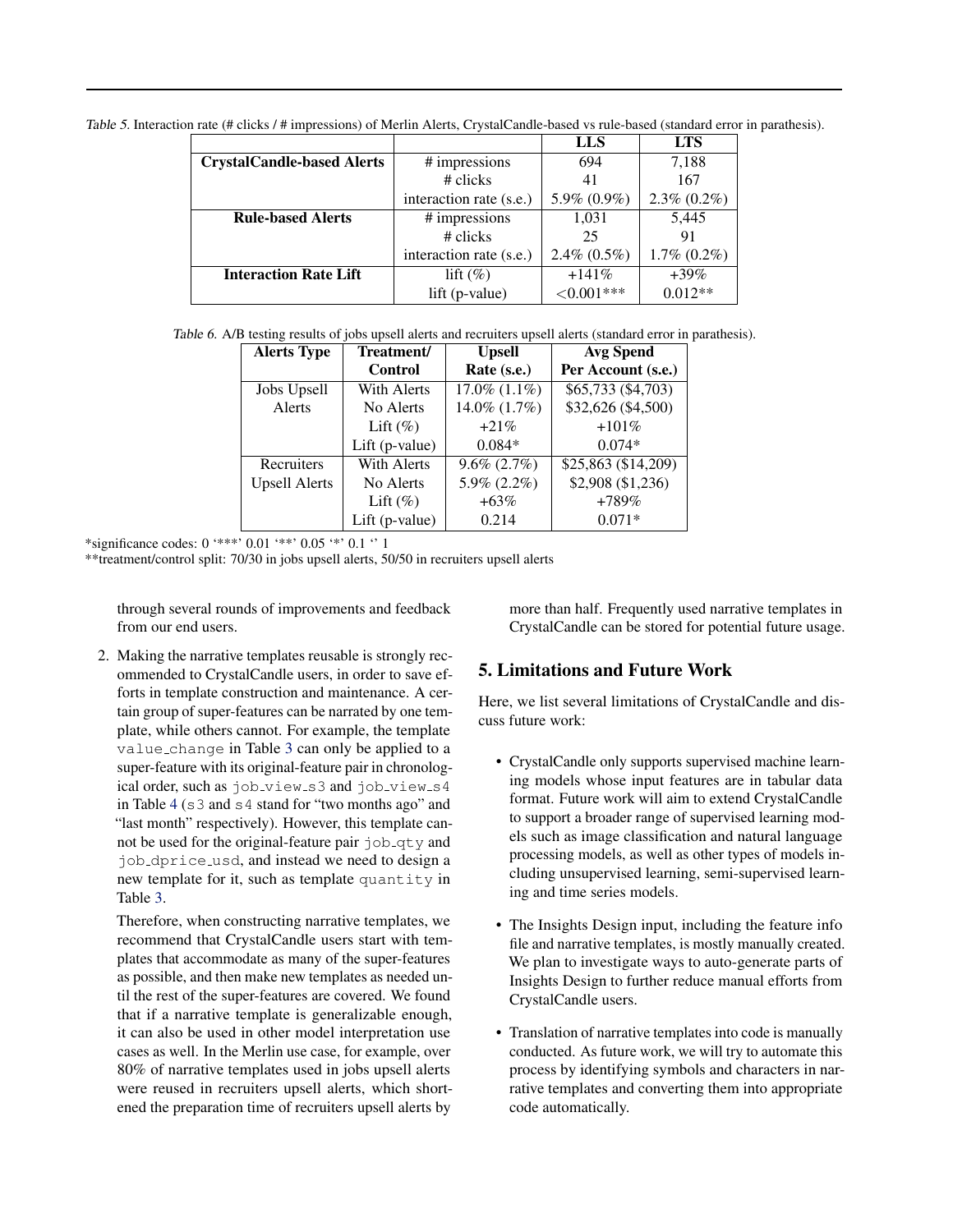Table 5. Interaction rate (# clicks / # impressions) of Merlin Alerts, CrystalCandle-based vs rule-based (standard error in parathesis).

| | | LLS | LTS |
|---|---|---|---|
| **CrystalCandle-based Alerts** | # impressions | 694 | 7,188 |
| | # clicks | 41 | 167 |
| | interaction rate (s.e.) | 5.9% (0.9%) | 2.3% (0.2%) |
| **Rule-based Alerts** | # impressions | 1,031 | 5,445 |
| | # clicks | 25 | 91 |
| | interaction rate (s.e.) | 2.4% (0.5%) | 1.7% (0.2%) |
| **Interaction Rate Lift** | lift (%) | +141% | +39% |
| | lift (p-value) | <0.001*** | 0.012** |

Table 6. A/B testing results of jobs upsell alerts and recruiters upsell alerts (standard error in parathesis).

| Alerts Type | Treatment/ Control | Upsell Rate (s.e.) | Avg Spend Per Account (s.e.) |
|---|---|---|---|
| Jobs Upsell Alerts | With Alerts | 17.0% (1.1%) | $65,733 ($4,703) |
| | No Alerts | 14.0% (1.7%) | $32,626 ($4,500) |
| | Lift (%) | +21% | +101% |
| | Lift (p-value) | 0.084* | 0.074* |
| Recruiters Upsell Alerts | With Alerts | 9.6% (2.7%) | $25,863 ($14,209) |
| | No Alerts | 5.9% (2.2%) | $2,908 ($1,236) |
| | Lift (%) | +63% | +789% |
| | Lift (p-value) | 0.214 | 0.071* |

*significance codes: 0 '***' 0.01 '**' 0.05 '*' 0.1 '' 1

**treatment/control split: 70/30 in jobs upsell alerts, 50/50 in recruiters upsell alerts

through several rounds of improvements and feedback from our end users.

2. Making the narrative templates reusable is strongly recommended to CrystalCandle users, in order to save efforts in template construction and maintenance. A certain group of super-features can be narrated by one template, while others cannot. For example, the template `value_change` in Table 3 can only be applied to a super-feature with its original-feature pair in chronological order, such as `job_view_s3` and `job_view_s4` in Table 4 (`s3` and `s4` stand for "two months ago" and "last month" respectively). However, this template cannot be used for the original-feature pair `job_qty` and `job_dprice_usd`, and instead we need to design a new template for it, such as template `quantity` in Table 3.

   Therefore, when constructing narrative templates, we recommend that CrystalCandle users start with templates that accommodate as many of the super-features as possible, and then make new templates as needed until the rest of the super-features are covered. We found that if a narrative template is generalizable enough, it can also be used in other model interpretation use cases as well. In the Merlin use case, for example, over 80% of narrative templates used in jobs upsell alerts were reused in recruiters upsell alerts, which shortened the preparation time of recruiters upsell alerts by more than half. Frequently used narrative templates in CrystalCandle can be stored for potential future usage.

## 5. Limitations and Future Work

Here, we list several limitations of CrystalCandle and discuss future work:

- CrystalCandle only supports supervised machine learning models whose input features are in tabular data format. Future work will aim to extend CrystalCandle to support a broader range of supervised learning models such as image classification and natural language processing models, as well as other types of models including unsupervised learning, semi-supervised learning and time series models.
- The Insights Design input, including the feature info file and narrative templates, is mostly manually created. We plan to investigate ways to auto-generate parts of Insights Design to further reduce manual efforts from CrystalCandle users.
- Translation of narrative templates into code is manually conducted. As future work, we will try to automate this process by identifying symbols and characters in narrative templates and converting them into appropriate code automatically.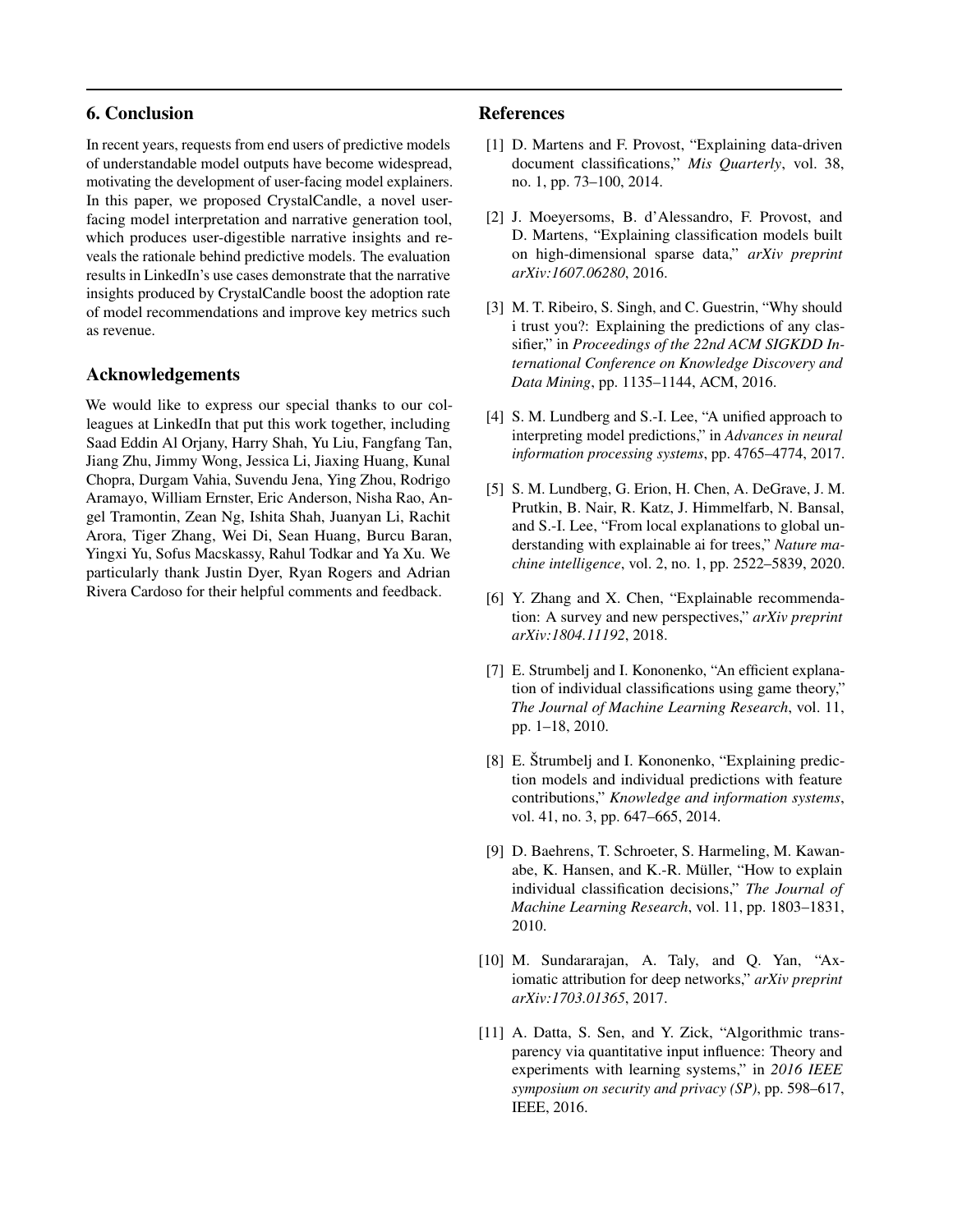## 6. Conclusion

In recent years, requests from end users of predictive models of understandable model outputs have become widespread, motivating the development of user-facing model explainers. In this paper, we proposed CrystalCandle, a novel user-facing model interpretation and narrative generation tool, which produces user-digestible narrative insights and reveals the rationale behind predictive models. The evaluation results in LinkedIn's use cases demonstrate that the narrative insights produced by CrystalCandle boost the adoption rate of model recommendations and improve key metrics such as revenue.

## Acknowledgements

We would like to express our special thanks to our colleagues at LinkedIn that put this work together, including Saad Eddin Al Orjany, Harry Shah, Yu Liu, Fangfang Tan, Jiang Zhu, Jimmy Wong, Jessica Li, Jiaxing Huang, Kunal Chopra, Durgam Vahia, Suvendu Jena, Ying Zhou, Rodrigo Aramayo, William Ernster, Eric Anderson, Nisha Rao, Angel Tramontin, Zean Ng, Ishita Shah, Juanyan Li, Rachit Arora, Tiger Zhang, Wei Di, Sean Huang, Burcu Baran, Yingxi Yu, Sofus Macskassy, Rahul Todkar and Ya Xu. We particularly thank Justin Dyer, Ryan Rogers and Adrian Rivera Cardoso for their helpful comments and feedback.

## References

[1] D. Martens and F. Provost, "Explaining data-driven document classifications," *Mis Quarterly*, vol. 38, no. 1, pp. 73–100, 2014.

[2] J. Moeyersoms, B. d'Alessandro, F. Provost, and D. Martens, "Explaining classification models built on high-dimensional sparse data," *arXiv preprint arXiv:1607.06280*, 2016.

[3] M. T. Ribeiro, S. Singh, and C. Guestrin, "Why should i trust you?: Explaining the predictions of any classifier," in *Proceedings of the 22nd ACM SIGKDD International Conference on Knowledge Discovery and Data Mining*, pp. 1135–1144, ACM, 2016.

[4] S. M. Lundberg and S.-I. Lee, "A unified approach to interpreting model predictions," in *Advances in neural information processing systems*, pp. 4765–4774, 2017.

[5] S. M. Lundberg, G. Erion, H. Chen, A. DeGrave, J. M. Prutkin, B. Nair, R. Katz, J. Himmelfarb, N. Bansal, and S.-I. Lee, "From local explanations to global understanding with explainable ai for trees," *Nature machine intelligence*, vol. 2, no. 1, pp. 2522–5839, 2020.

[6] Y. Zhang and X. Chen, "Explainable recommendation: A survey and new perspectives," *arXiv preprint arXiv:1804.11192*, 2018.

[7] E. Strumbelj and I. Kononenko, "An efficient explanation of individual classifications using game theory," *The Journal of Machine Learning Research*, vol. 11, pp. 1–18, 2010.

[8] E. Štrumbelj and I. Kononenko, "Explaining prediction models and individual predictions with feature contributions," *Knowledge and information systems*, vol. 41, no. 3, pp. 647–665, 2014.

[9] D. Baehrens, T. Schroeter, S. Harmeling, M. Kawanabe, K. Hansen, and K.-R. Müller, "How to explain individual classification decisions," *The Journal of Machine Learning Research*, vol. 11, pp. 1803–1831, 2010.

[10] M. Sundararajan, A. Taly, and Q. Yan, "Axiomatic attribution for deep networks," *arXiv preprint arXiv:1703.01365*, 2017.

[11] A. Datta, S. Sen, and Y. Zick, "Algorithmic transparency via quantitative input influence: Theory and experiments with learning systems," in *2016 IEEE symposium on security and privacy (SP)*, pp. 598–617, IEEE, 2016.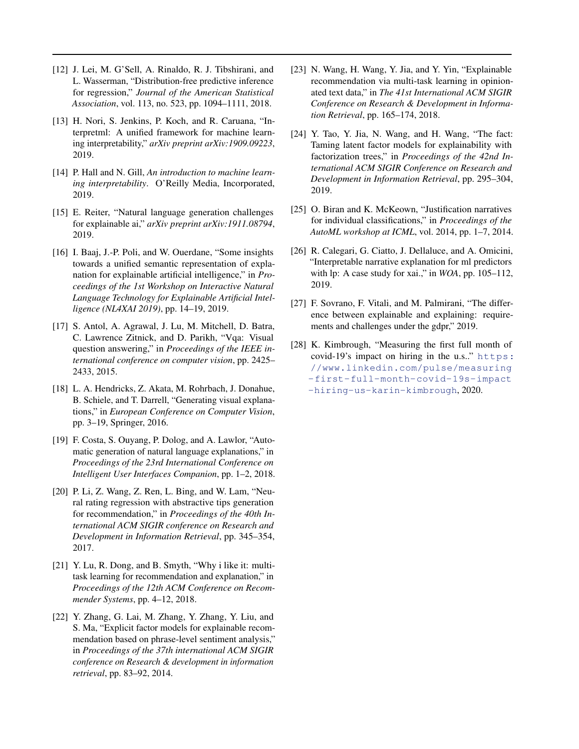[12] J. Lei, M. G'Sell, A. Rinaldo, R. J. Tibshirani, and L. Wasserman, "Distribution-free predictive inference for regression," *Journal of the American Statistical Association*, vol. 113, no. 523, pp. 1094–1111, 2018.

[13] H. Nori, S. Jenkins, P. Koch, and R. Caruana, "Interpretml: A unified framework for machine learning interpretability," *arXiv preprint arXiv:1909.09223*, 2019.

[14] P. Hall and N. Gill, *An introduction to machine learning interpretability*. O'Reilly Media, Incorporated, 2019.

[15] E. Reiter, "Natural language generation challenges for explainable ai," *arXiv preprint arXiv:1911.08794*, 2019.

[16] I. Baaj, J.-P. Poli, and W. Ouerdane, "Some insights towards a unified semantic representation of explanation for explainable artificial intelligence," in *Proceedings of the 1st Workshop on Interactive Natural Language Technology for Explainable Artificial Intelligence (NL4XAI 2019)*, pp. 14–19, 2019.

[17] S. Antol, A. Agrawal, J. Lu, M. Mitchell, D. Batra, C. Lawrence Zitnick, and D. Parikh, "Vqa: Visual question answering," in *Proceedings of the IEEE international conference on computer vision*, pp. 2425–2433, 2015.

[18] L. A. Hendricks, Z. Akata, M. Rohrbach, J. Donahue, B. Schiele, and T. Darrell, "Generating visual explanations," in *European Conference on Computer Vision*, pp. 3–19, Springer, 2016.

[19] F. Costa, S. Ouyang, P. Dolog, and A. Lawlor, "Automatic generation of natural language explanations," in *Proceedings of the 23rd International Conference on Intelligent User Interfaces Companion*, pp. 1–2, 2018.

[20] P. Li, Z. Wang, Z. Ren, L. Bing, and W. Lam, "Neural rating regression with abstractive tips generation for recommendation," in *Proceedings of the 40th International ACM SIGIR conference on Research and Development in Information Retrieval*, pp. 345–354, 2017.

[21] Y. Lu, R. Dong, and B. Smyth, "Why i like it: multi-task learning for recommendation and explanation," in *Proceedings of the 12th ACM Conference on Recommender Systems*, pp. 4–12, 2018.

[22] Y. Zhang, G. Lai, M. Zhang, Y. Zhang, Y. Liu, and S. Ma, "Explicit factor models for explainable recommendation based on phrase-level sentiment analysis," in *Proceedings of the 37th international ACM SIGIR conference on Research & development in information retrieval*, pp. 83–92, 2014.

[23] N. Wang, H. Wang, Y. Jia, and Y. Yin, "Explainable recommendation via multi-task learning in opinionated text data," in *The 41st International ACM SIGIR Conference on Research & Development in Information Retrieval*, pp. 165–174, 2018.

[24] Y. Tao, Y. Jia, N. Wang, and H. Wang, "The fact: Taming latent factor models for explainability with factorization trees," in *Proceedings of the 42nd International ACM SIGIR Conference on Research and Development in Information Retrieval*, pp. 295–304, 2019.

[25] O. Biran and K. McKeown, "Justification narratives for individual classifications," in *Proceedings of the AutoML workshop at ICML*, vol. 2014, pp. 1–7, 2014.

[26] R. Calegari, G. Ciatto, J. Dellaluce, and A. Omicini, "Interpretable narrative explanation for ml predictors with lp: A case study for xai.," in *WOA*, pp. 105–112, 2019.

[27] F. Sovrano, F. Vitali, and M. Palmirani, "The difference between explainable and explaining: requirements and challenges under the gdpr," 2019.

[28] K. Kimbrough, "Measuring the first full month of covid-19's impact on hiring in the u.s.." https://www.linkedin.com/pulse/measuring-first-full-month-covid-19s-impact-hiring-us-karin-kimbrough, 2020.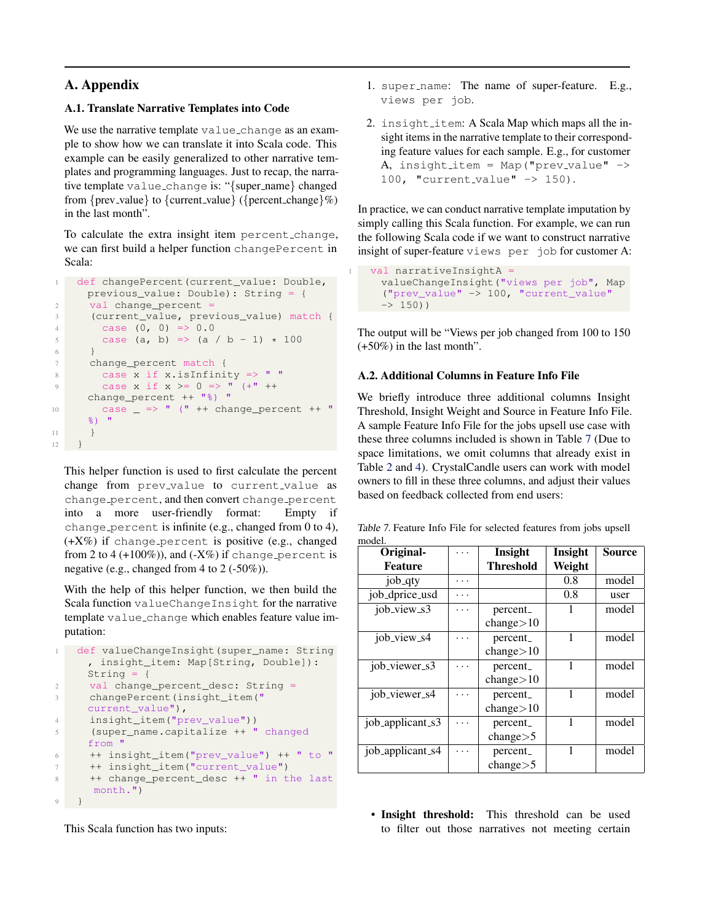## A. Appendix

### A.1. Translate Narrative Templates into Code

We use the narrative template `value_change` as an example to show how we can translate it into Scala code. This example can be easily generalized to other narrative templates and programming languages. Just to recap, the narrative template `value_change` is: "{super_name} changed from {prev_value} to {current_value} ({percent_change}%) in the last month".

To calculate the extra insight item `percent_change`, we can first build a helper function `changePercent` in Scala:

```scala
def changePercent(current_value: Double, previous_value: Double): String = {
  val change_percent =
  (current_value, previous_value) match {
    case (0, 0) => 0.0
    case (a, b) => (a / b - 1) * 100
  }
  change_percent match {
    case x if x.isInfinity => " "
    case x if x >= 0 => " (+" ++ change_percent ++ "%) "
    case _ => " (" ++ change_percent ++ "%) "
  }
}
```

This helper function is used to first calculate the percent change from `prev_value` to `current_value` as `change_percent`, and then convert `change_percent` into a more user-friendly format: Empty if `change_percent` is infinite (e.g., changed from 0 to 4), (+X%) if `change_percent` is positive (e.g., changed from 2 to 4 (+100%)), and (-X%) if `change_percent` is negative (e.g., changed from 4 to 2 (-50%)).

With the help of this helper function, we then build the Scala function `valueChangeInsight` for the narrative template `value_change` which enables feature value imputation:

```scala
def valueChangeInsight(super_name: String, insight_item: Map[String, Double]): String = {
  val change_percent_desc: String =
  changePercent(insight_item("current_value"),
  insight_item("prev_value"))
  (super_name.capitalize ++ " changed from "
  ++ insight_item("prev_value") ++ " to "
  ++ insight_item("current_value")
  ++ change_percent_desc ++ " in the last month.")
}
```

This Scala function has two inputs:

1. `super_name`: The name of super-feature. E.g., `views per job`.
2. `insight_item`: A Scala Map which maps all the insight items in the narrative template to their corresponding feature values for each sample. E.g., for customer A, `insight_item = Map("prev_value" -> 100, "current_value" -> 150)`.

In practice, we can conduct narrative template imputation by simply calling this Scala function. For example, we can run the following Scala code if we want to construct narrative insight of super-feature `views per job` for customer A:

```scala
val narrativeInsightA =
  valueChangeInsight("views per job", Map("prev_value" -> 100, "current_value" -> 150))
```

The output will be "Views per job changed from 100 to 150 (+50%) in the last month".

### A.2. Additional Columns in Feature Info File

We briefly introduce three additional columns Insight Threshold, Insight Weight and Source in Feature Info File. A sample Feature Info File for the jobs upsell use case with these three columns included is shown in Table 7 (Due to space limitations, we omit columns that already exist in Table 2 and 4). CrystalCandle users can work with model owners to fill in these three columns, and adjust their values based on feedback collected from end users:

*Table 7.* Feature Info File for selected features from jobs upsell model.

| Original-Feature | ... | Insight Threshold | Insight Weight | Source |
|---|---|---|---|---|
| job_qty | ... | | 0.8 | model |
| job_dprice_usd | ... | | 0.8 | user |
| job_view_s3 | ... | percent_change>10 | 1 | model |
| job_view_s4 | ... | percent_change>10 | 1 | model |
| job_viewer_s3 | ... | percent_change>10 | 1 | model |
| job_viewer_s4 | ... | percent_change>10 | 1 | model |
| job_applicant_s3 | ... | percent_change>5 | 1 | model |
| job_applicant_s4 | ... | percent_change>5 | 1 | model |

- **Insight threshold:** This threshold can be used to filter out those narratives not meeting certain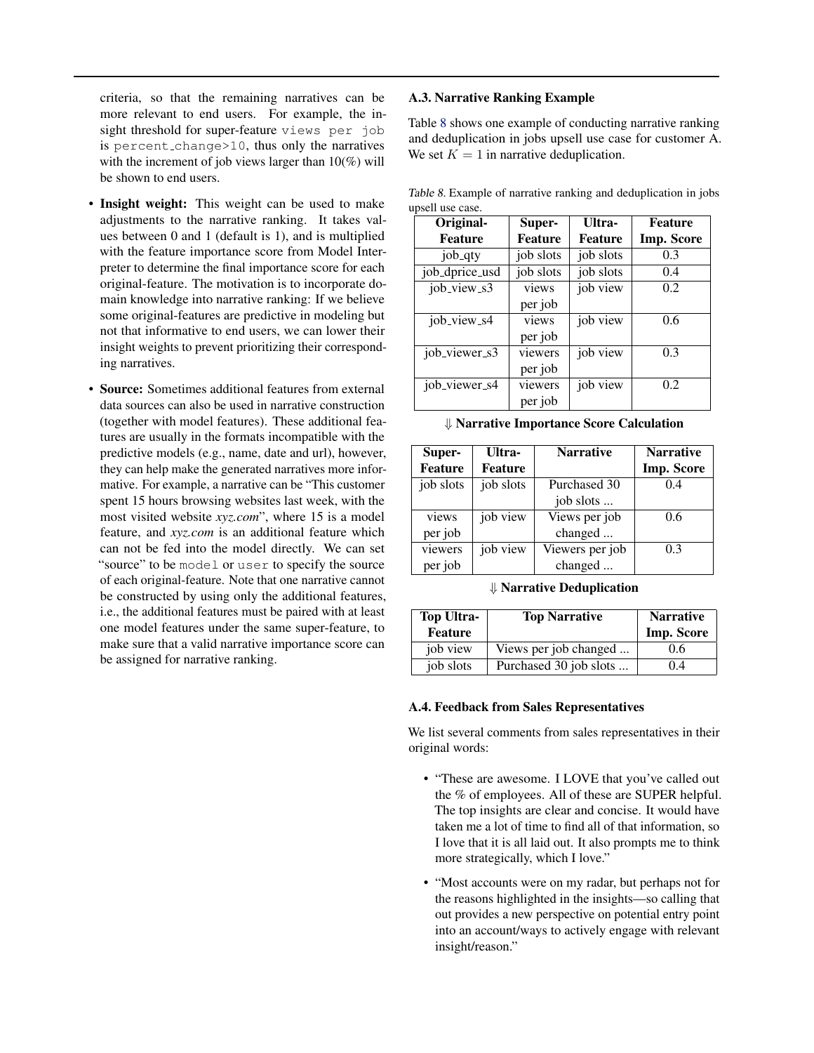criteria, so that the remaining narratives can be more relevant to end users. For example, the insight threshold for super-feature `views per job` is `percent_change>10`, thus only the narratives with the increment of job views larger than 10(%) will be shown to end users.

- **Insight weight:** This weight can be used to make adjustments to the narrative ranking. It takes values between 0 and 1 (default is 1), and is multiplied with the feature importance score from Model Interpreter to determine the final importance score for each original-feature. The motivation is to incorporate domain knowledge into narrative ranking: If we believe some original-features are predictive in modeling but not that informative to end users, we can lower their insight weights to prevent prioritizing their corresponding narratives.
- **Source:** Sometimes additional features from external data sources can also be used in narrative construction (together with model features). These additional features are usually in the formats incompatible with the predictive models (e.g., name, date and url), however, they can help make the generated narratives more informative. For example, a narrative can be "This customer spent 15 hours browsing websites last week, with the most visited website *xyz.com*", where 15 is a model feature, and *xyz.com* is an additional feature which can not be fed into the model directly. We can set "source" to be `model` or `user` to specify the source of each original-feature. Note that one narrative cannot be constructed by using only the additional features, i.e., the additional features must be paired with at least one model features under the same super-feature, to make sure that a valid narrative importance score can be assigned for narrative ranking.

### A.3. Narrative Ranking Example

Table 8 shows one example of conducting narrative ranking and deduplication in jobs upsell use case for customer A. We set $K = 1$ in narrative deduplication.

Table 8. Example of narrative ranking and deduplication in jobs upsell use case.

| Original-Feature | Super-Feature | Ultra-Feature | Feature Imp. Score |
|---|---|---|---|
| job_qty | job slots | job slots | 0.3 |
| job_dprice_usd | job slots | job slots | 0.4 |
| job_view_s3 | views per job | job view | 0.2 |
| job_view_s4 | views per job | job view | 0.6 |
| job_viewer_s3 | viewers per job | job view | 0.3 |
| job_viewer_s4 | viewers per job | job view | 0.2 |

⇓ **Narrative Importance Score Calculation**

| Super-Feature | Ultra-Feature | Narrative | Narrative Imp. Score |
|---|---|---|---|
| job slots | job slots | Purchased 30 job slots ... | 0.4 |
| views per job | job view | Views per job changed ... | 0.6 |
| viewers per job | job view | Viewers per job changed ... | 0.3 |

⇓ **Narrative Deduplication**

| Top Ultra-Feature | Top Narrative | Narrative Imp. Score |
|---|---|---|
| job view | Views per job changed ... | 0.6 |
| job slots | Purchased 30 job slots ... | 0.4 |

### A.4. Feedback from Sales Representatives

We list several comments from sales representatives in their original words:

- "These are awesome. I LOVE that you've called out the % of employees. All of these are SUPER helpful. The top insights are clear and concise. It would have taken me a lot of time to find all of that information, so I love that it is all laid out. It also prompts me to think more strategically, which I love."
- "Most accounts were on my radar, but perhaps not for the reasons highlighted in the insights—so calling that out provides a new perspective on potential entry point into an account/ways to actively engage with relevant insight/reason."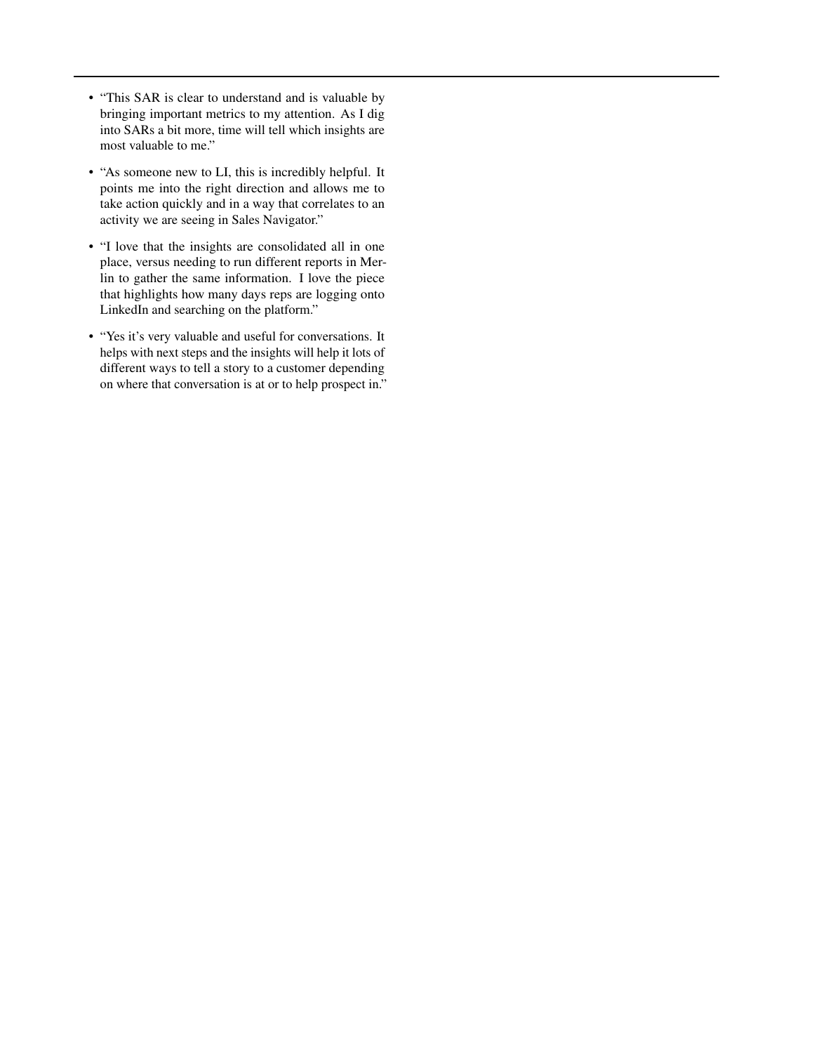- "This SAR is clear to understand and is valuable by bringing important metrics to my attention. As I dig into SARs a bit more, time will tell which insights are most valuable to me."

- "As someone new to LI, this is incredibly helpful. It points me into the right direction and allows me to take action quickly and in a way that correlates to an activity we are seeing in Sales Navigator."

- "I love that the insights are consolidated all in one place, versus needing to run different reports in Merlin to gather the same information. I love the piece that highlights how many days reps are logging onto LinkedIn and searching on the platform."

- "Yes it's very valuable and useful for conversations. It helps with next steps and the insights will help it lots of different ways to tell a story to a customer depending on where that conversation is at or to help prospect in."